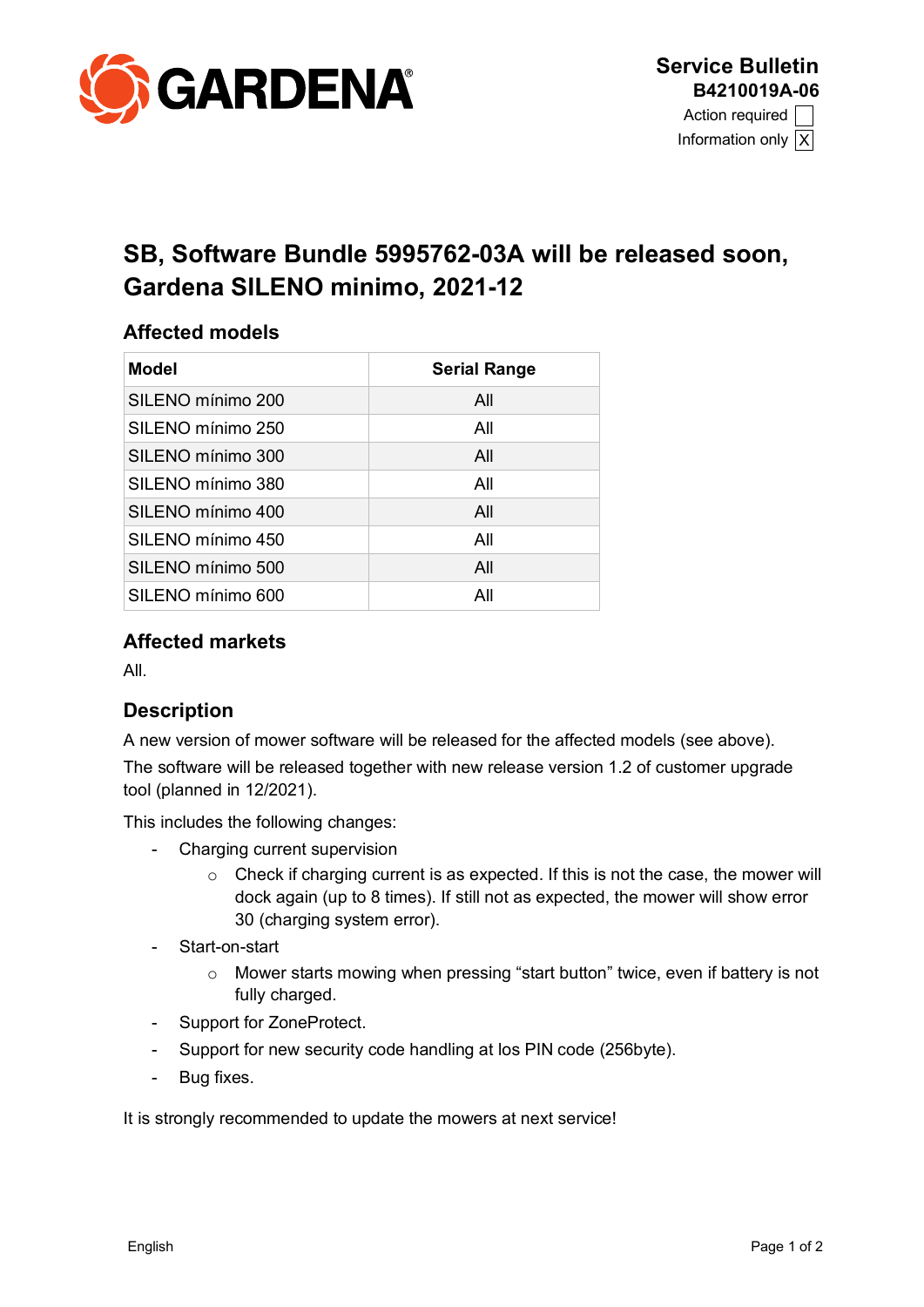GARDENA

**Service Bulletin**
**B4210019A-06**

Action required ☐
Information only ☒

# SB, Software Bundle 5995762-03A will be released soon, Gardena SILENO minimo, 2021-12

## Affected models

| Model | Serial Range |
|---|---|
| SILENO mínimo 200 | All |
| SILENO mínimo 250 | All |
| SILENO mínimo 300 | All |
| SILENO mínimo 380 | All |
| SILENO mínimo 400 | All |
| SILENO mínimo 450 | All |
| SILENO mínimo 500 | All |
| SILENO mínimo 600 | All |

## Affected markets

All.

## Description

A new version of mower software will be released for the affected models (see above).

The software will be released together with new release version 1.2 of customer upgrade tool (planned in 12/2021).

This includes the following changes:

- Charging current supervision
    - Check if charging current is as expected. If this is not the case, the mower will dock again (up to 8 times). If still not as expected, the mower will show error 30 (charging system error).
- Start-on-start
    - Mower starts mowing when pressing “start button” twice, even if battery is not fully charged.
- Support for ZoneProtect.
- Support for new security code handling at los PIN code (256byte).
- Bug fixes.

It is strongly recommended to update the mowers at next service!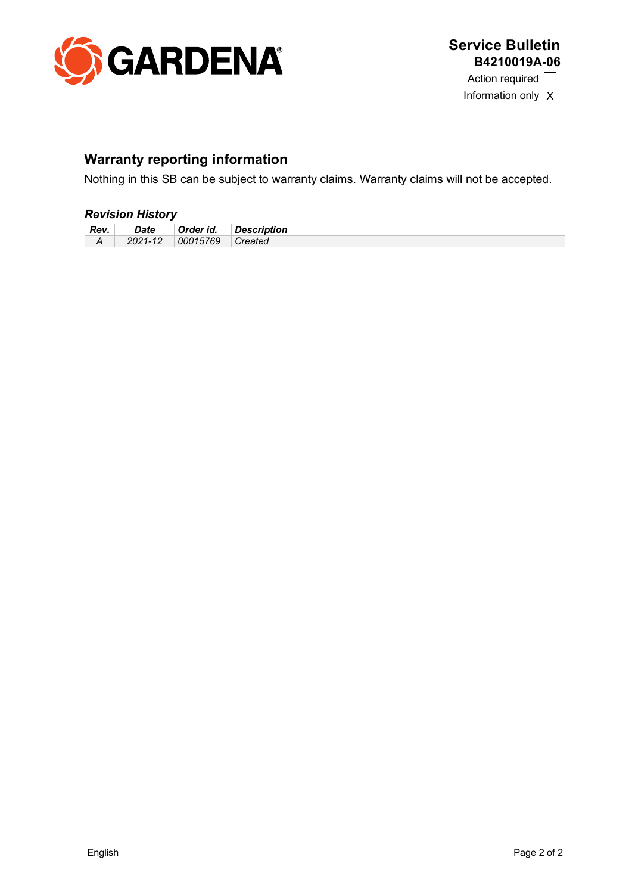**Service Bulletin**
**B4210019A-06**

Action required ☐
Information only ☒

## Warranty reporting information

Nothing in this SB can be subject to warranty claims. Warranty claims will not be accepted.

### *Revision History*

| *Rev.* | *Date* | *Order id.* | *Description* |
|---|---|---|---|
| *A* | *2021-12* | *00015769* | *Created* |

English